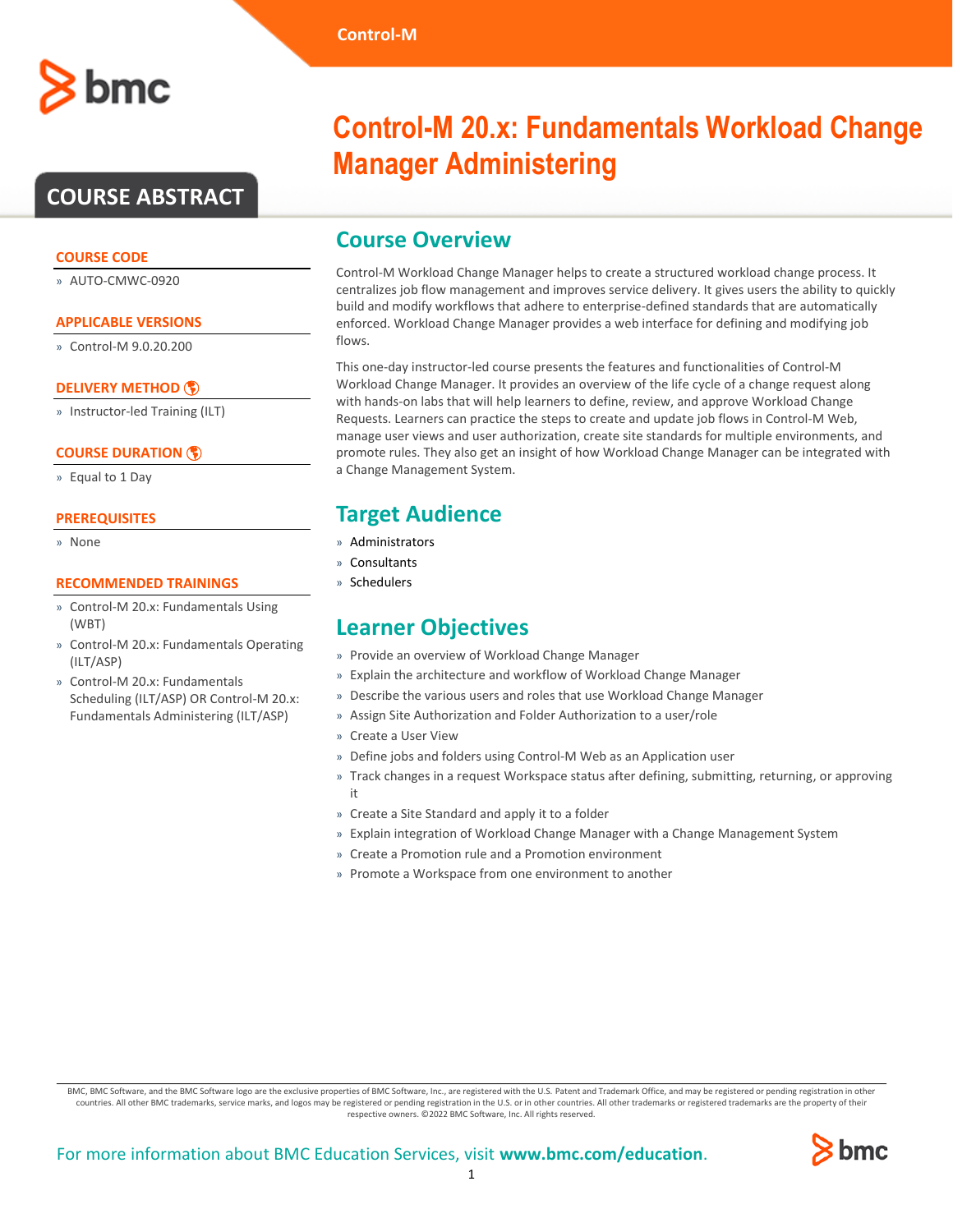# Control-M 20.x: Fundamentals Workload Change Manager Administering

## COURSE ABSTRACT

### COURSE CODE

- AUTO-CMWC-0920

### APPLICABLE VERSIONS

- Control-M 9.0.20.200

### DELIVERY METHOD

- Instructor-led Training (ILT)

### COURSE DURATION

- Equal to 1 Day

### PREREQUISITES

- None

### RECOMMENDED TRAININGS

- Control-M 20.x: Fundamentals Using (WBT)
- Control-M 20.x: Fundamentals Operating (ILT/ASP)
- Control-M 20.x: Fundamentals Scheduling (ILT/ASP) OR Control-M 20.x: Fundamentals Administering (ILT/ASP)

## Course Overview

Control-M Workload Change Manager helps to create a structured workload change process. It centralizes job flow management and improves service delivery. It gives users the ability to quickly build and modify workflows that adhere to enterprise-defined standards that are automatically enforced. Workload Change Manager provides a web interface for defining and modifying job flows.

This one-day instructor-led course presents the features and functionalities of Control-M Workload Change Manager. It provides an overview of the life cycle of a change request along with hands-on labs that will help learners to define, review, and approve Workload Change Requests. Learners can practice the steps to create and update job flows in Control-M Web, manage user views and user authorization, create site standards for multiple environments, and promote rules. They also get an insight of how Workload Change Manager can be integrated with a Change Management System.

## Target Audience

- Administrators
- Consultants
- Schedulers

## Learner Objectives

- Provide an overview of Workload Change Manager
- Explain the architecture and workflow of Workload Change Manager
- Describe the various users and roles that use Workload Change Manager
- Assign Site Authorization and Folder Authorization to a user/role
- Create a User View
- Define jobs and folders using Control-M Web as an Application user
- Track changes in a request Workspace status after defining, submitting, returning, or approving it
- Create a Site Standard and apply it to a folder
- Explain integration of Workload Change Manager with a Change Management System
- Create a Promotion rule and a Promotion environment
- Promote a Workspace from one environment to another

BMC, BMC Software, and the BMC Software logo are the exclusive properties of BMC Software, Inc., are registered with the U.S. Patent and Trademark Office, and may be registered or pending registration in other countries. All other BMC trademarks, service marks, and logos may be registered or pending registration in the U.S. or in other countries. All other trademarks or registered trademarks are the property of their respective owners. ©2022 BMC Software, Inc. All rights reserved.

For more information about BMC Education Services, visit **www.bmc.com/education**.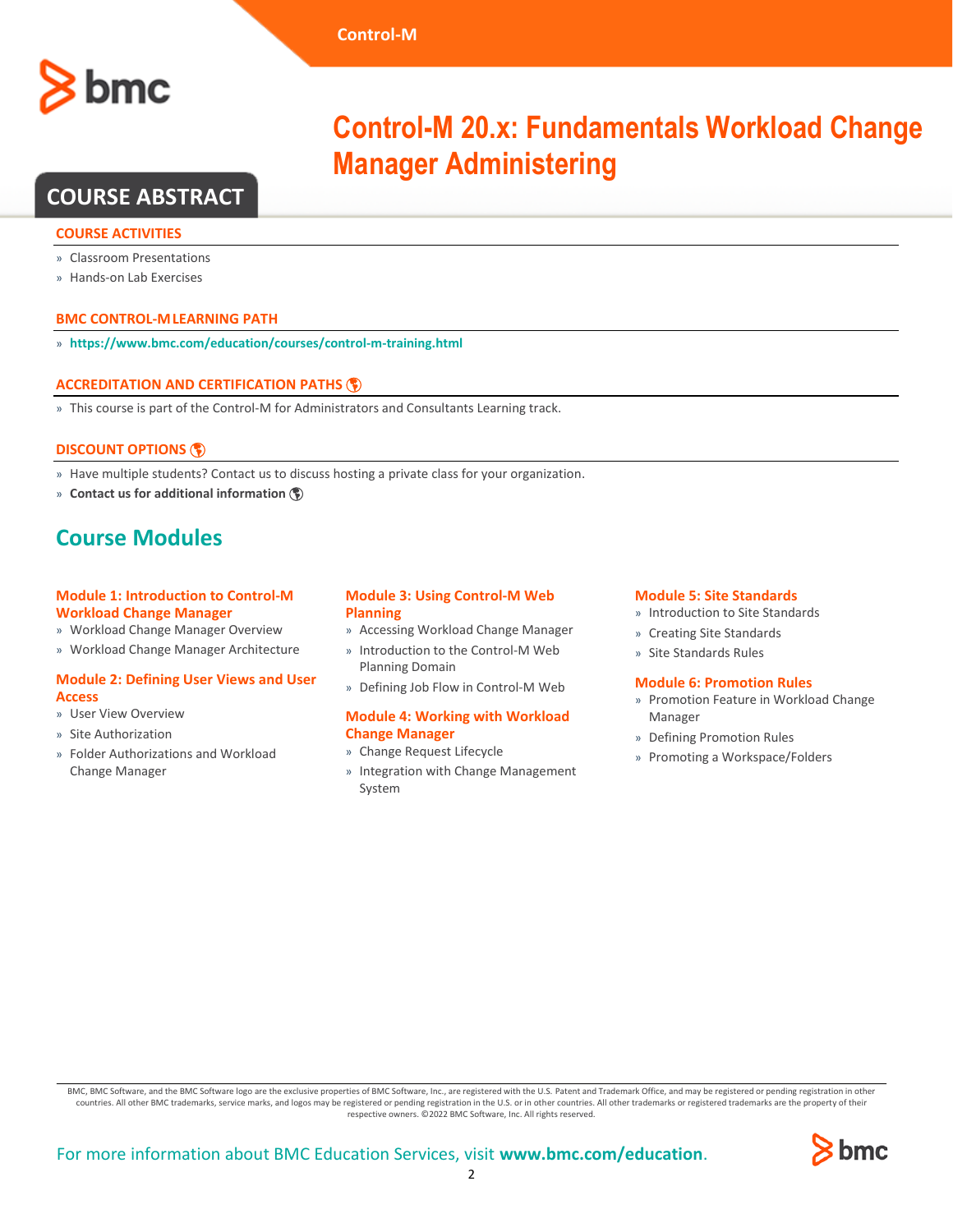# Control-M 20.x: Fundamentals Workload Change Manager Administering

## COURSE ABSTRACT

### COURSE ACTIVITIES

- Classroom Presentations
- Hands-on Lab Exercises

### BMC CONTROL-M LEARNING PATH

- **https://www.bmc.com/education/courses/control-m-training.html**

### ACCREDITATION AND CERTIFICATION PATHS

- This course is part of the Control-M for Administrators and Consultants Learning track.

### DISCOUNT OPTIONS

- Have multiple students? Contact us to discuss hosting a private class for your organization.
- **Contact us for additional information**

## Course Modules

### Module 1: Introduction to Control-M Workload Change Manager

- Workload Change Manager Overview
- Workload Change Manager Architecture

### Module 2: Defining User Views and User Access

- User View Overview
- Site Authorization
- Folder Authorizations and Workload Change Manager

### Module 3: Using Control-M Web Planning

- Accessing Workload Change Manager
- Introduction to the Control-M Web Planning Domain
- Defining Job Flow in Control-M Web

### Module 4: Working with Workload Change Manager

- Change Request Lifecycle
- Integration with Change Management System

### Module 5: Site Standards

- Introduction to Site Standards
- Creating Site Standards
- Site Standards Rules

### Module 6: Promotion Rules

- Promotion Feature in Workload Change Manager
- Defining Promotion Rules
- Promoting a Workspace/Folders

BMC, BMC Software, and the BMC Software logo are the exclusive properties of BMC Software, Inc., are registered with the U.S. Patent and Trademark Office, and may be registered or pending registration in other countries. All other BMC trademarks, service marks, and logos may be registered or pending registration in the U.S. or in other countries. All other trademarks or registered trademarks are the property of their respective owners. ©2022 BMC Software, Inc. All rights reserved.

For more information about BMC Education Services, visit **www.bmc.com/education**.